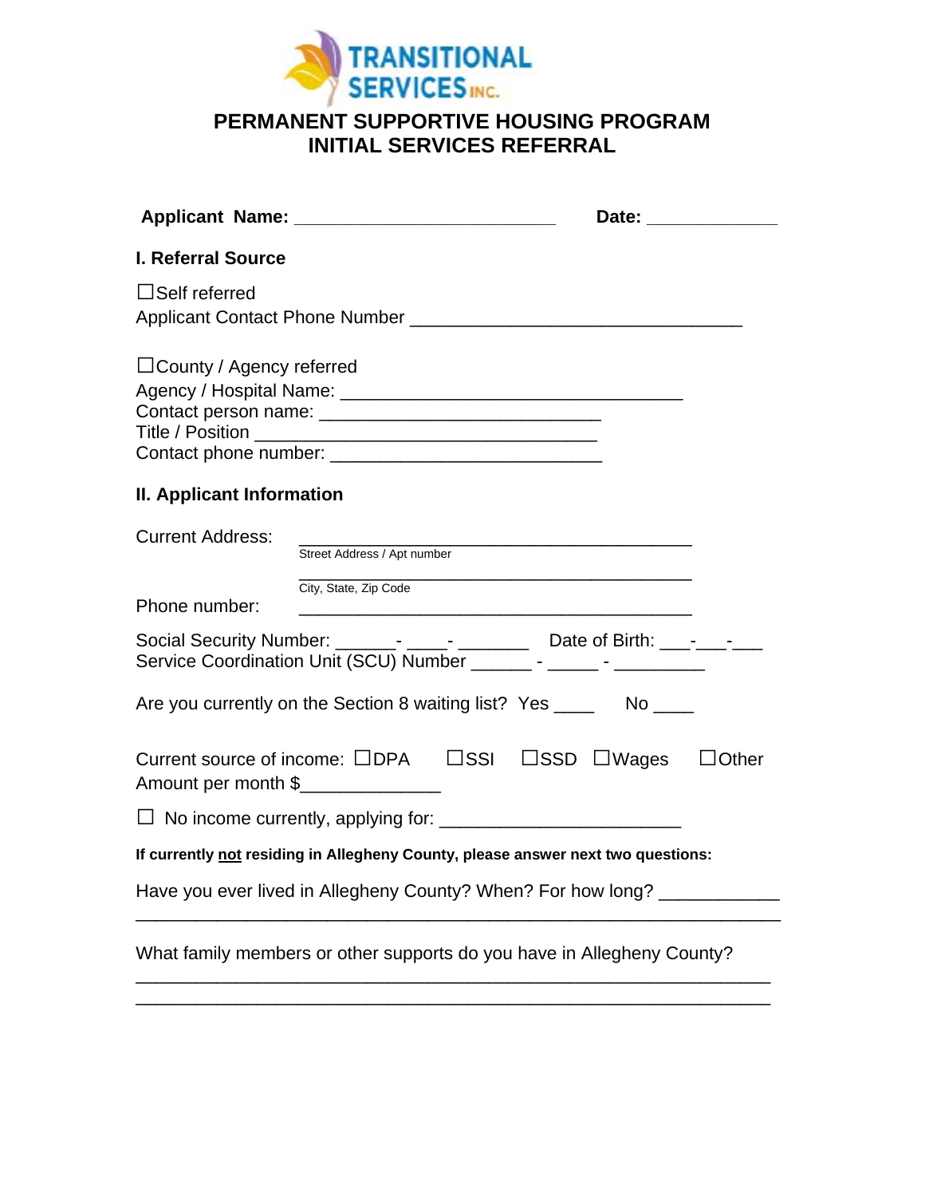TRANSITIONAL SERVICES INC.

# PERMANENT SUPPORTIVE HOUSING PROGRAM
# INITIAL SERVICES REFERRAL

**Applicant Name:** ___________________________ **Date:** _____________

## I. Referral Source

☐Self referred
Applicant Contact Phone Number __________________________________

☐County / Agency referred
Agency / Hospital Name: ___________________________________
Contact person name: _____________________________
Title / Position ___________________________________
Contact phone number: ____________________________

## II. Applicant Information

Current Address: _________________________________________
Street Address / Apt number
_________________________________________
City, State, Zip Code
Phone number: _________________________________________

Social Security Number: ______- ____- _______ Date of Birth: ___-___-___
Service Coordination Unit (SCU) Number ______ - _____ - _________

Are you currently on the Section 8 waiting list? Yes ____ No ____

Current source of income: ☐DPA ☐SSI ☐SSD ☐Wages ☐Other
Amount per month $_____________

☐ No income currently, applying for: ________________________

**If currently not residing in Allegheny County, please answer next two questions:**

Have you ever lived in Allegheny County? When? For how long? ____________
_________________________________________________________________

What family members or other supports do you have in Allegheny County?
_________________________________________________________________
_________________________________________________________________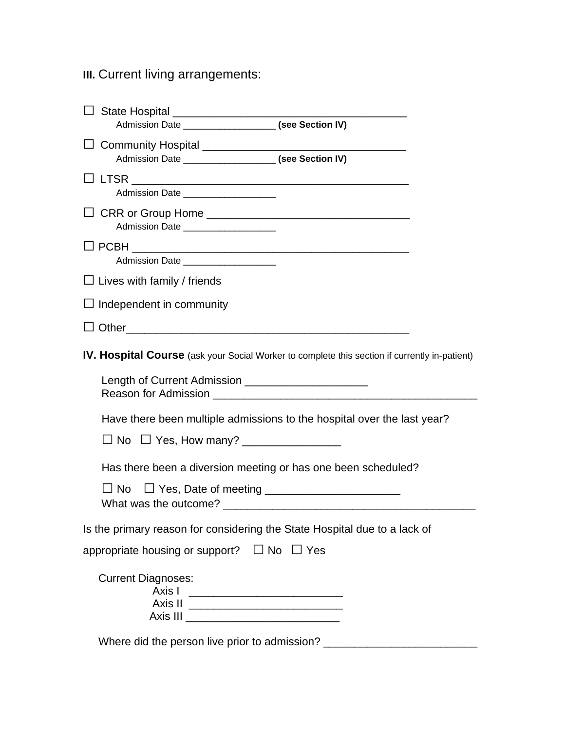**III.** Current living arrangements:

☐ State Hospital ______________________________________
Admission Date __________________ **(see Section IV)**

☐ Community Hospital _________________________________
Admission Date __________________ **(see Section IV)**

☐ LTSR ______________________________________________
Admission Date __________________

☐ CRR or Group Home _________________________________
Admission Date __________________

☐ PCBH ______________________________________________
Admission Date __________________

☐ Lives with family / friends

☐ Independent in community

☐ Other______________________________________________

**IV. Hospital Course** (ask your Social Worker to complete this section if currently in-patient)

Length of Current Admission ____________________
Reason for Admission ___________________________________________

Have there been multiple admissions to the hospital over the last year?

☐ No ☐ Yes, How many? ________________

Has there been a diversion meeting or has one been scheduled?

☐ No ☐ Yes, Date of meeting ______________________
What was the outcome? _________________________________________

Is the primary reason for considering the State Hospital due to a lack of appropriate housing or support? ☐ No ☐ Yes

Current Diagnoses:
Axis I _________________________
Axis II _________________________
Axis III _________________________

Where did the person live prior to admission? _________________________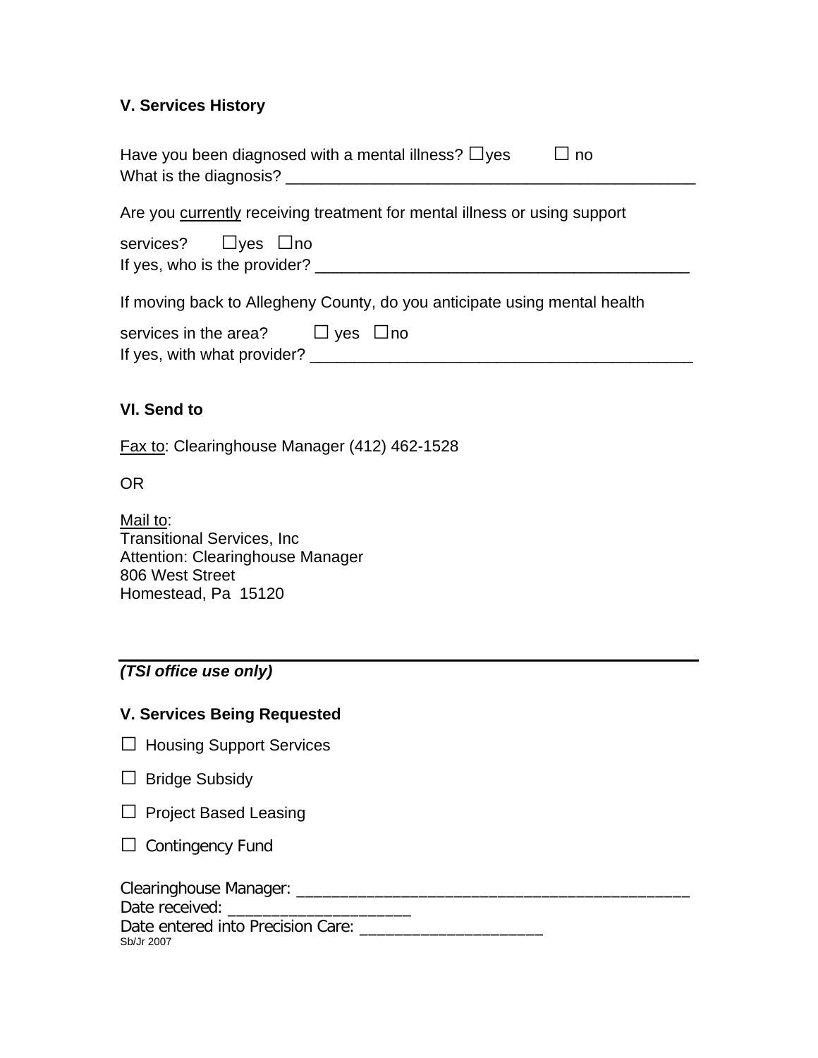### V. Services History

Have you been diagnosed with a mental illness? ☐yes ☐ no
What is the diagnosis? _______________________________________________

Are you <u>currently</u> receiving treatment for mental illness or using support services? ☐yes ☐no
If yes, who is the provider? ___________________________________________

If moving back to Allegheny County, do you anticipate using mental health services in the area? ☐ yes ☐no
If yes, with what provider? ____________________________________________

### VI. Send to

<u>Fax to</u>: Clearinghouse Manager (412) 462-1528

OR

<u>Mail to</u>:
Transitional Services, Inc
Attention: Clearinghouse Manager
806 West Street
Homestead, Pa 15120

---

***(TSI office use only)***

### V. Services Being Requested

☐ Housing Support Services

☐ Bridge Subsidy

☐ Project Based Leasing

☐ Contingency Fund

Clearinghouse Manager: ____________________________________________
Date received: ____________________
Date entered into Precision Care: ____________________
Sb/Jr 2007